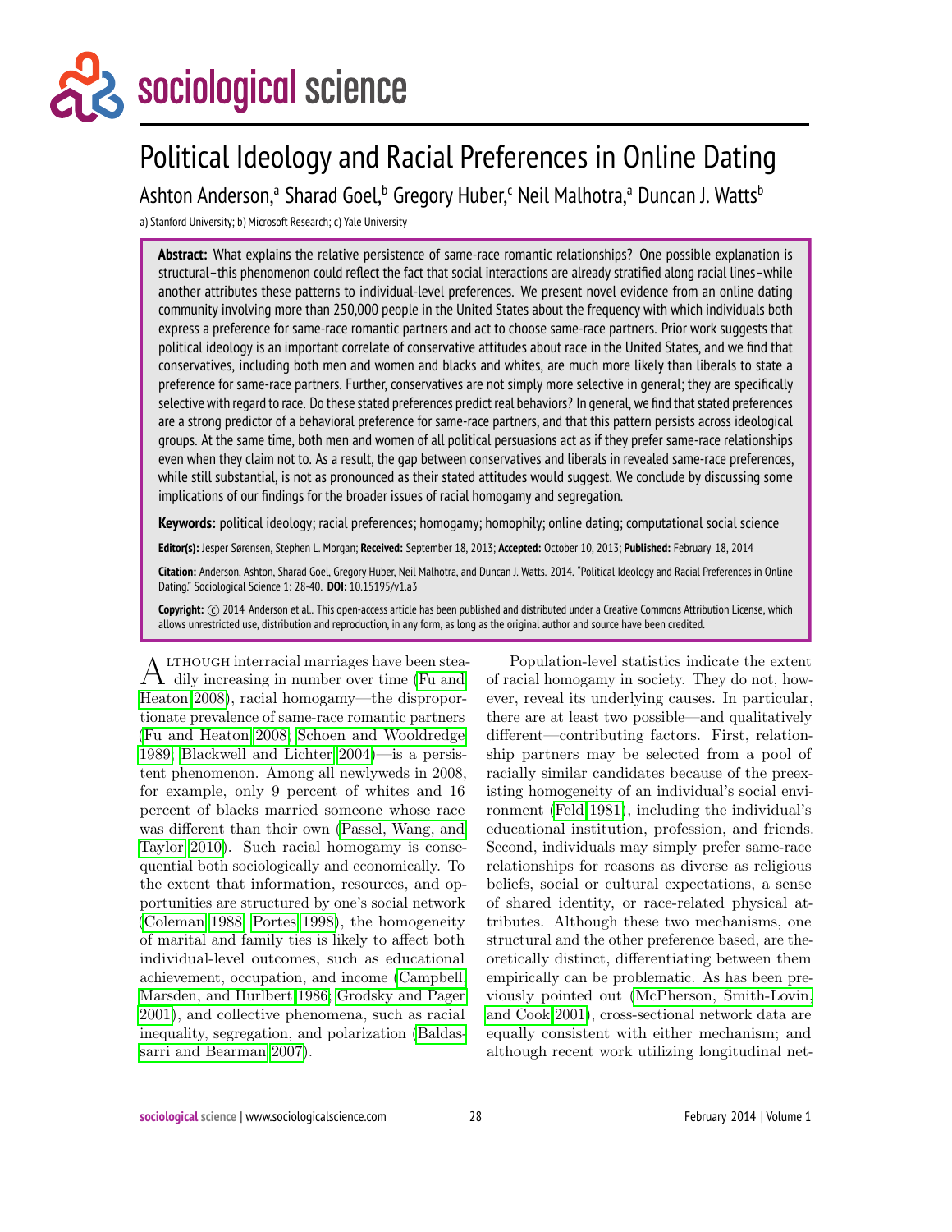# Political Ideology and Racial Preferences in Online Dating

Ashton Anderson,[a] Sharad Goel,[b] Gregory Huber,[c] Neil Malhotra,[a] Duncan J. Watts[b]

a) Stanford University; b) Microsoft Research; c) Yale University

**Abstract:** What explains the relative persistence of same-race romantic relationships? One possible explanation is structural–this phenomenon could reflect the fact that social interactions are already stratified along racial lines–while another attributes these patterns to individual-level preferences. We present novel evidence from an online dating community involving more than 250,000 people in the United States about the frequency with which individuals both express a preference for same-race romantic partners and act to choose same-race partners. Prior work suggests that political ideology is an important correlate of conservative attitudes about race in the United States, and we find that conservatives, including both men and women and blacks and whites, are much more likely than liberals to state a preference for same-race partners. Further, conservatives are not simply more selective in general; they are specifically selective with regard to race. Do these stated preferences predict real behaviors? In general, we find that stated preferences are a strong predictor of a behavioral preference for same-race partners, and that this pattern persists across ideological groups. At the same time, both men and women of all political persuasions act as if they prefer same-race relationships even when they claim not to. As a result, the gap between conservatives and liberals in revealed same-race preferences, while still substantial, is not as pronounced as their stated attitudes would suggest. We conclude by discussing some implications of our findings for the broader issues of racial homogamy and segregation.

**Keywords:** political ideology; racial preferences; homogamy; homophily; online dating; computational social science

**Editor(s):** Jesper Sørensen, Stephen L. Morgan; **Received:** September 18, 2013; **Accepted:** October 10, 2013; **Published:** February 18, 2014

**Citation:** Anderson, Ashton, Sharad Goel, Gregory Huber, Neil Malhotra, and Duncan J. Watts. 2014. "Political Ideology and Racial Preferences in Online Dating." Sociological Science 1: 28-40. **DOI:** 10.15195/v1.a3

**Copyright:** © 2014 Anderson et al.. This open-access article has been published and distributed under a Creative Commons Attribution License, which allows unrestricted use, distribution and reproduction, in any form, as long as the original author and source have been credited.

Although interracial marriages have been steadily increasing in number over time (Fu and Heaton 2008), racial homogamy—the disproportionate prevalence of same-race romantic partners (Fu and Heaton 2008; Schoen and Wooldredge 1989; Blackwell and Lichter 2004)—is a persistent phenomenon. Among all newlyweds in 2008, for example, only 9 percent of whites and 16 percent of blacks married someone whose race was different than their own (Passel, Wang, and Taylor 2010). Such racial homogamy is consequential both sociologically and economically. To the extent that information, resources, and opportunities are structured by one's social network (Coleman 1988; Portes 1998), the homogeneity of marital and family ties is likely to affect both individual-level outcomes, such as educational achievement, occupation, and income (Campbell, Marsden, and Hurlbert 1986; Grodsky and Pager 2001), and collective phenomena, such as racial inequality, segregation, and polarization (Baldassarri and Bearman 2007).

Population-level statistics indicate the extent of racial homogamy in society. They do not, however, reveal its underlying causes. In particular, there are at least two possible—and qualitatively different—contributing factors. First, relationship partners may be selected from a pool of racially similar candidates because of the preexisting homogeneity of an individual's social environment (Feld 1981), including the individual's educational institution, profession, and friends. Second, individuals may simply prefer same-race relationships for reasons as diverse as religious beliefs, social or cultural expectations, a sense of shared identity, or race-related physical attributes. Although these two mechanisms, one structural and the other preference based, are theoretically distinct, differentiating between them empirically can be problematic. As has been previously pointed out (McPherson, Smith-Lovin, and Cook 2001), cross-sectional network data are equally consistent with either mechanism; and although recent work utilizing longitudinal net-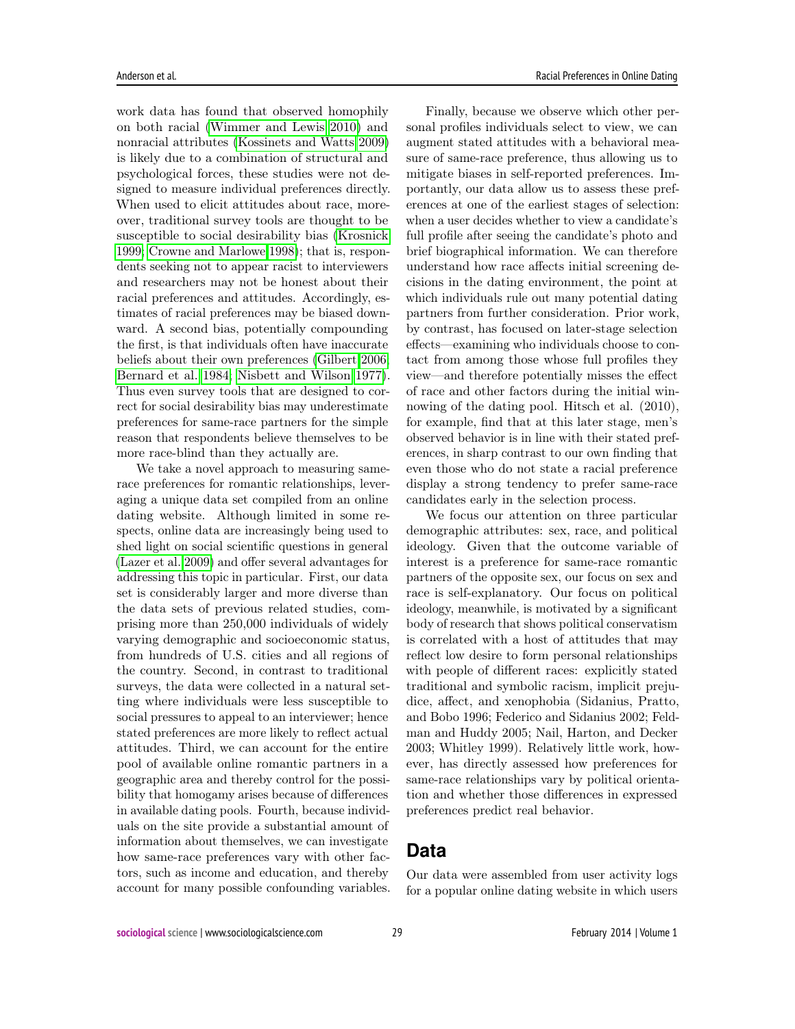work data has found that observed homophily on both racial (Wimmer and Lewis 2010) and nonracial attributes (Kossinets and Watts 2009) is likely due to a combination of structural and psychological forces, these studies were not designed to measure individual preferences directly. When used to elicit attitudes about race, moreover, traditional survey tools are thought to be susceptible to social desirability bias (Krosnick 1999; Crowne and Marlowe 1998); that is, respondents seeking not to appear racist to interviewers and researchers may not be honest about their racial preferences and attitudes. Accordingly, estimates of racial preferences may be biased downward. A second bias, potentially compounding the first, is that individuals often have inaccurate beliefs about their own preferences (Gilbert 2006; Bernard et al. 1984; Nisbett and Wilson 1977). Thus even survey tools that are designed to correct for social desirability bias may underestimate preferences for same-race partners for the simple reason that respondents believe themselves to be more race-blind than they actually are.

We take a novel approach to measuring same-race preferences for romantic relationships, leveraging a unique data set compiled from an online dating website. Although limited in some respects, online data are increasingly being used to shed light on social scientific questions in general (Lazer et al. 2009) and offer several advantages for addressing this topic in particular. First, our data set is considerably larger and more diverse than the data sets of previous related studies, comprising more than 250,000 individuals of widely varying demographic and socioeconomic status, from hundreds of U.S. cities and all regions of the country. Second, in contrast to traditional surveys, the data were collected in a natural setting where individuals were less susceptible to social pressures to appeal to an interviewer; hence stated preferences are more likely to reflect actual attitudes. Third, we can account for the entire pool of available online romantic partners in a geographic area and thereby control for the possibility that homogamy arises because of differences in available dating pools. Fourth, because individuals on the site provide a substantial amount of information about themselves, we can investigate how same-race preferences vary with other factors, such as income and education, and thereby account for many possible confounding variables.

Finally, because we observe which other personal profiles individuals select to view, we can augment stated attitudes with a behavioral measure of same-race preference, thus allowing us to mitigate biases in self-reported preferences. Importantly, our data allow us to assess these preferences at one of the earliest stages of selection: when a user decides whether to view a candidate's full profile after seeing the candidate's photo and brief biographical information. We can therefore understand how race affects initial screening decisions in the dating environment, the point at which individuals rule out many potential dating partners from further consideration. Prior work, by contrast, has focused on later-stage selection effects—examining who individuals choose to contact from among those whose full profiles they view—and therefore potentially misses the effect of race and other factors during the initial winnowing of the dating pool. Hitsch et al. (2010), for example, find that at this later stage, men's observed behavior is in line with their stated preferences, in sharp contrast to our own finding that even those who do not state a racial preference display a strong tendency to prefer same-race candidates early in the selection process.

We focus our attention on three particular demographic attributes: sex, race, and political ideology. Given that the outcome variable of interest is a preference for same-race romantic partners of the opposite sex, our focus on sex and race is self-explanatory. Our focus on political ideology, meanwhile, is motivated by a significant body of research that shows political conservatism is correlated with a host of attitudes that may reflect low desire to form personal relationships with people of different races: explicitly stated traditional and symbolic racism, implicit prejudice, affect, and xenophobia (Sidanius, Pratto, and Bobo 1996; Federico and Sidanius 2002; Feldman and Huddy 2005; Nail, Harton, and Decker 2003; Whitley 1999). Relatively little work, however, has directly assessed how preferences for same-race relationships vary by political orientation and whether those differences in expressed preferences predict real behavior.

## Data

Our data were assembled from user activity logs for a popular online dating website in which users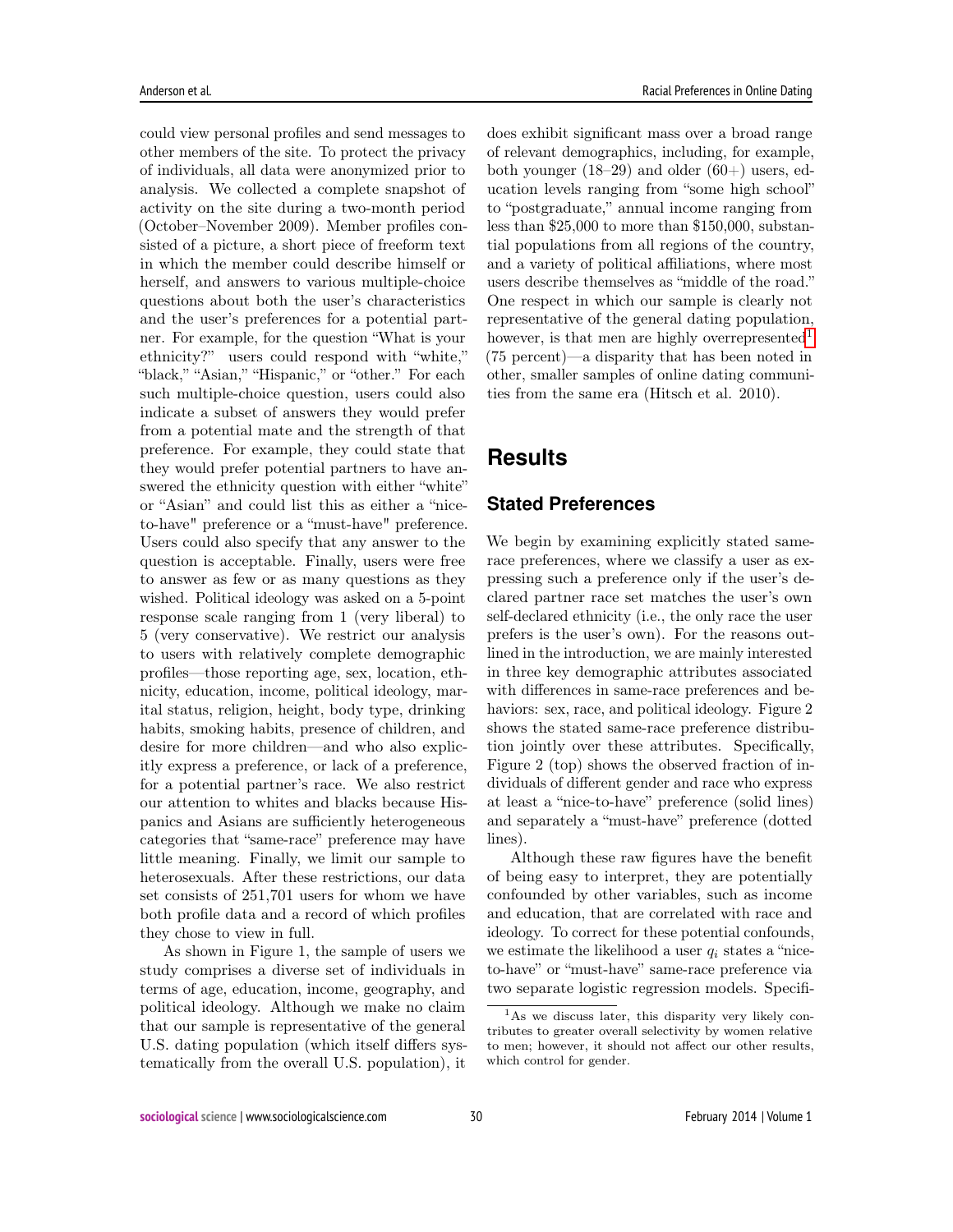could view personal profiles and send messages to other members of the site. To protect the privacy of individuals, all data were anonymized prior to analysis. We collected a complete snapshot of activity on the site during a two-month period (October–November 2009). Member profiles consisted of a picture, a short piece of freeform text in which the member could describe himself or herself, and answers to various multiple-choice questions about both the user's characteristics and the user's preferences for a potential partner. For example, for the question "What is your ethnicity?" users could respond with "white," "black," "Asian," "Hispanic," or "other." For each such multiple-choice question, users could also indicate a subset of answers they would prefer from a potential mate and the strength of that preference. For example, they could state that they would prefer potential partners to have answered the ethnicity question with either "white" or "Asian" and could list this as either a "nice-to-have" preference or a "must-have" preference. Users could also specify that any answer to the question is acceptable. Finally, users were free to answer as few or as many questions as they wished. Political ideology was asked on a 5-point response scale ranging from 1 (very liberal) to 5 (very conservative). We restrict our analysis to users with relatively complete demographic profiles—those reporting age, sex, location, ethnicity, education, income, political ideology, marital status, religion, height, body type, drinking habits, smoking habits, presence of children, and desire for more children—and who also explicitly express a preference, or lack of a preference, for a potential partner's race. We also restrict our attention to whites and blacks because Hispanics and Asians are sufficiently heterogeneous categories that "same-race" preference may have little meaning. Finally, we limit our sample to heterosexuals. After these restrictions, our data set consists of 251,701 users for whom we have both profile data and a record of which profiles they chose to view in full.

As shown in Figure 1, the sample of users we study comprises a diverse set of individuals in terms of age, education, income, geography, and political ideology. Although we make no claim that our sample is representative of the general U.S. dating population (which itself differs systematically from the overall U.S. population), it does exhibit significant mass over a broad range of relevant demographics, including, for example, both younger (18–29) and older (60+) users, education levels ranging from "some high school" to "postgraduate," annual income ranging from less than $25,000 to more than $150,000, substantial populations from all regions of the country, and a variety of political affiliations, where most users describe themselves as "middle of the road." One respect in which our sample is clearly not representative of the general dating population, however, is that men are highly overrepresented[1] (75 percent)—a disparity that has been noted in other, smaller samples of online dating communities from the same era (Hitsch et al. 2010).

# Results

## Stated Preferences

We begin by examining explicitly stated same-race preferences, where we classify a user as expressing such a preference only if the user's declared partner race set matches the user's own self-declared ethnicity (i.e., the only race the user prefers is the user's own). For the reasons outlined in the introduction, we are mainly interested in three key demographic attributes associated with differences in same-race preferences and behaviors: sex, race, and political ideology. Figure 2 shows the stated same-race preference distribution jointly over these attributes. Specifically, Figure 2 (top) shows the observed fraction of individuals of different gender and race who express at least a "nice-to-have" preference (solid lines) and separately a "must-have" preference (dotted lines).

Although these raw figures have the benefit of being easy to interpret, they are potentially confounded by other variables, such as income and education, that are correlated with race and ideology. To correct for these potential confounds, we estimate the likelihood a user $q_i$ states a "nice-to-have" or "must-have" same-race preference via two separate logistic regression models. Specifi-

[1] As we discuss later, this disparity very likely contributes to greater overall selectivity by women relative to men; however, it should not affect our other results, which control for gender.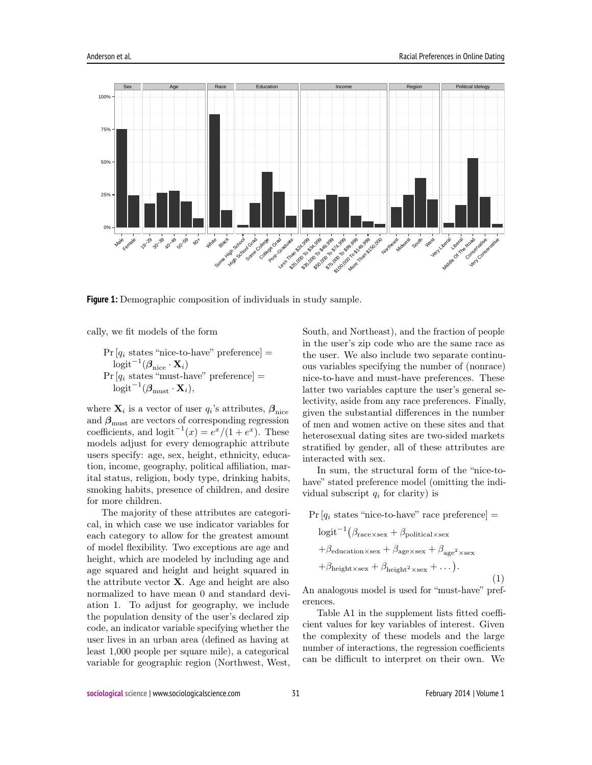**Figure 1:** Demographic composition of individuals in study sample.

cally, we fit models of the form

$$
\begin{aligned}
&\Pr[q_i \text{ states "nice-to-have" preference}] = \\
&\quad \text{logit}^{-1}(\boldsymbol{\beta}_{\text{nice}} \cdot \mathbf{X}_i) \\
&\Pr[q_i \text{ states "must-have" preference}] = \\
&\quad \text{logit}^{-1}(\boldsymbol{\beta}_{\text{must}} \cdot \mathbf{X}_i),
\end{aligned}
$$

where $\mathbf{X}_i$ is a vector of user $q_i$'s attributes, $\boldsymbol{\beta}_{\text{nice}}$ and $\boldsymbol{\beta}_{\text{must}}$ are vectors of corresponding regression coefficients, and $\text{logit}^{-1}(x) = e^x/(1+e^x)$. These models adjust for every demographic attribute users specify: age, sex, height, ethnicity, education, income, geography, political affiliation, marital status, religion, body type, drinking habits, smoking habits, presence of children, and desire for more children.

The majority of these attributes are categorical, in which case we use indicator variables for each category to allow for the greatest amount of model flexibility. Two exceptions are age and height, which are modeled by including age and age squared and height and height squared in the attribute vector $\mathbf{X}$. Age and height are also normalized to have mean 0 and standard deviation 1. To adjust for geography, we include the population density of the user's declared zip code, an indicator variable specifying whether the user lives in an urban area (defined as having at least 1,000 people per square mile), a categorical variable for geographic region (Northwest, West, South, and Northeast), and the fraction of people in the user's zip code who are the same race as the user. We also include two separate continuous variables specifying the number of (nonrace) nice-to-have and must-have preferences. These latter two variables capture the user's general selectivity, aside from any race preferences. Finally, given the substantial differences in the number of men and women active on these sites and that heterosexual dating sites are two-sided markets stratified by gender, all of these attributes are interacted with sex.

In sum, the structural form of the "nice-to-have" stated preference model (omitting the individual subscript $q_i$ for clarity) is

$$
\begin{aligned}
&\Pr[q_i \text{ states "nice-to-have" race preference}] = \\
&\text{logit}^{-1}\big(\beta_{\text{race}\times\text{sex}} + \beta_{\text{political}\times\text{sex}} \\
&+\beta_{\text{education}\times\text{sex}} + \beta_{\text{age}\times\text{sex}} + \beta_{\text{age}^2\times\text{sex}} \\
&+\beta_{\text{height}\times\text{sex}} + \beta_{\text{height}^2\times\text{sex}} + \dots\big).
\end{aligned} \tag{1}
$$

An analogous model is used for "must-have" preferences.

Table A1 in the supplement lists fitted coefficient values for key variables of interest. Given the complexity of these models and the large number of interactions, the regression coefficients can be difficult to interpret on their own. We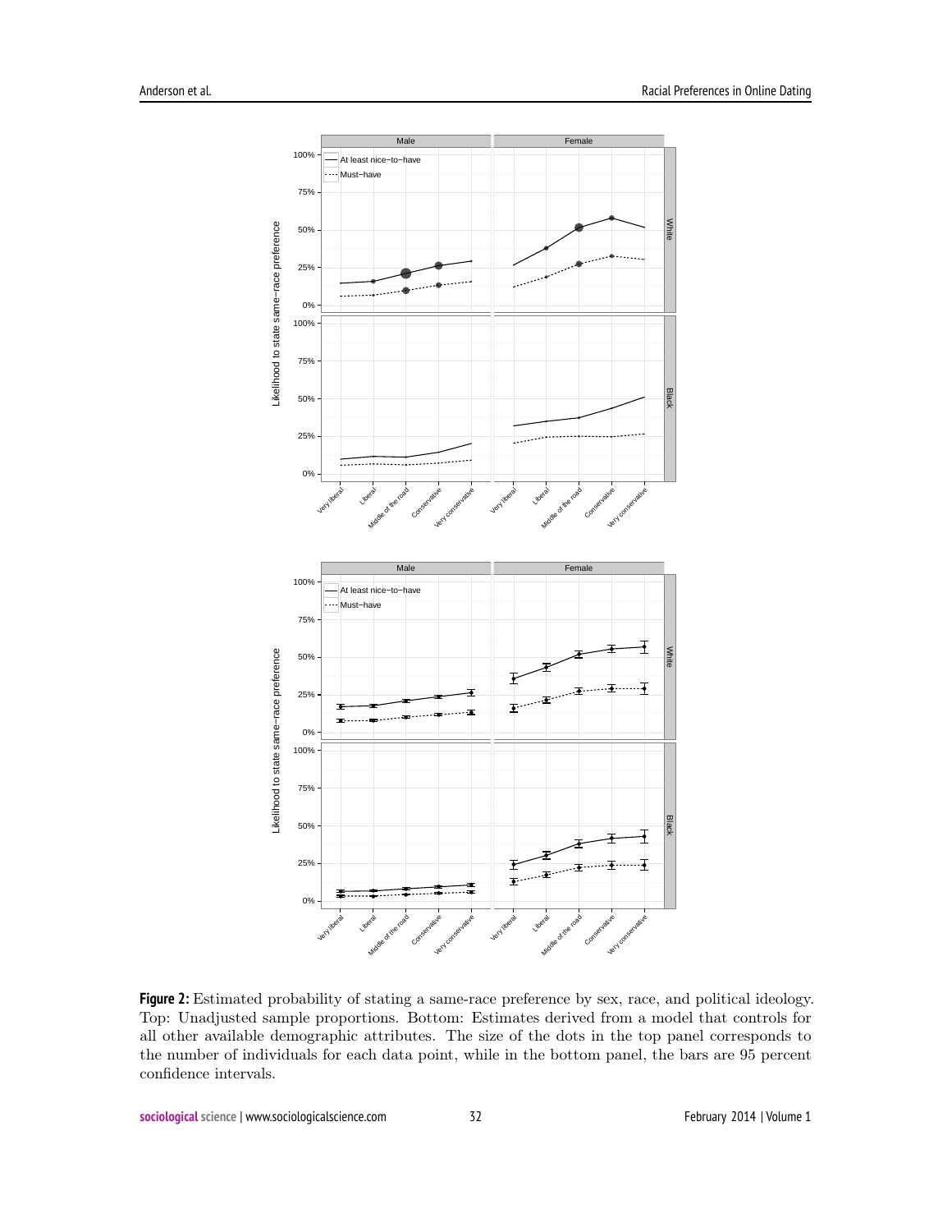**Figure 2:** Estimated probability of stating a same-race preference by sex, race, and political ideology. Top: Unadjusted sample proportions. Bottom: Estimates derived from a model that controls for all other available demographic attributes. The size of the dots in the top panel corresponds to the number of individuals for each data point, while in the bottom panel, the bars are 95 percent confidence intervals.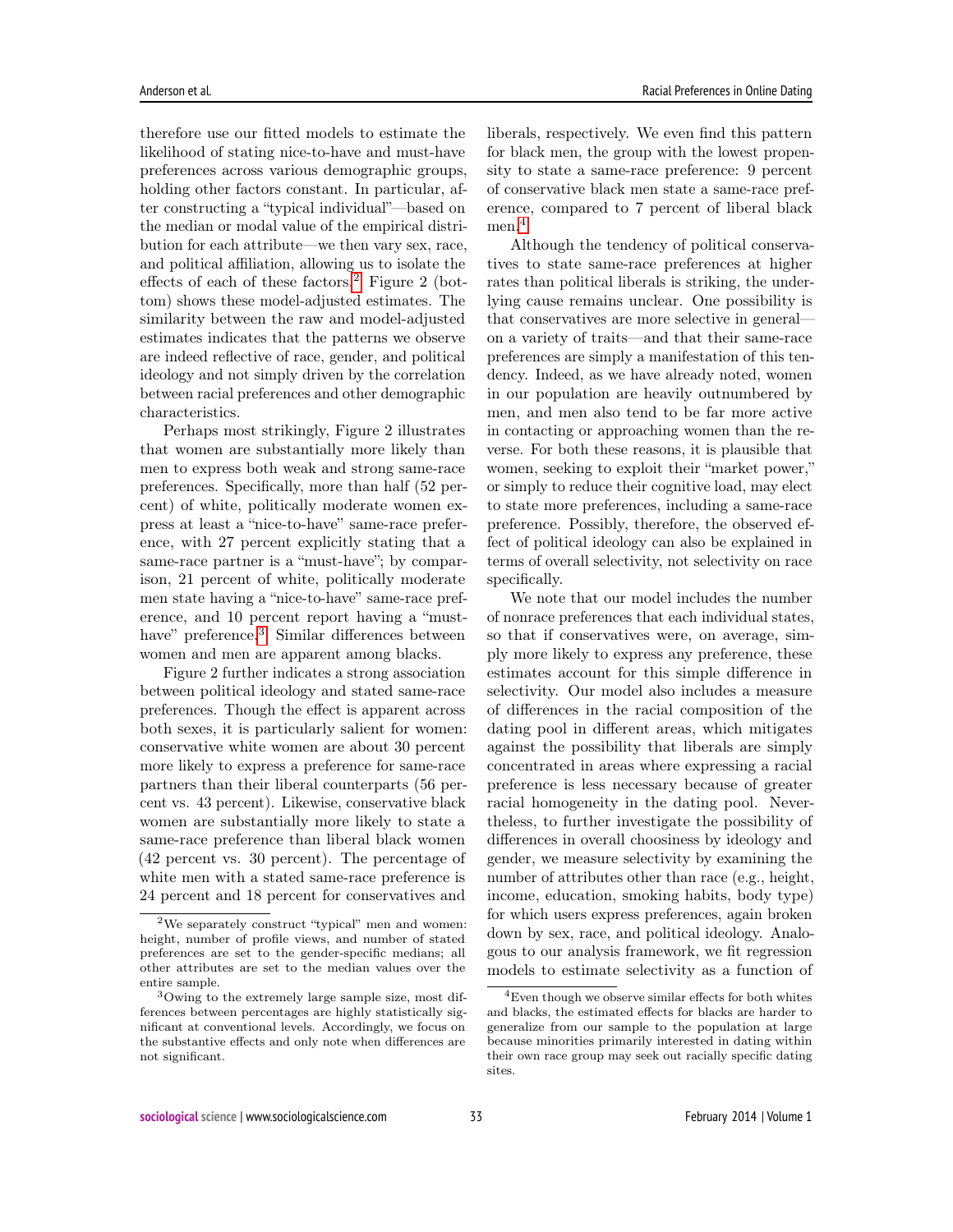therefore use our fitted models to estimate the likelihood of stating nice-to-have and must-have preferences across various demographic groups, holding other factors constant. In particular, after constructing a "typical individual"—based on the median or modal value of the empirical distribution for each attribute—we then vary sex, race, and political affiliation, allowing us to isolate the effects of each of these factors.[2] Figure 2 (bottom) shows these model-adjusted estimates. The similarity between the raw and model-adjusted estimates indicates that the patterns we observe are indeed reflective of race, gender, and political ideology and not simply driven by the correlation between racial preferences and other demographic characteristics.

Perhaps most strikingly, Figure 2 illustrates that women are substantially more likely than men to express both weak and strong same-race preferences. Specifically, more than half (52 percent) of white, politically moderate women express at least a "nice-to-have" same-race preference, with 27 percent explicitly stating that a same-race partner is a "must-have"; by comparison, 21 percent of white, politically moderate men state having a "nice-to-have" same-race preference, and 10 percent report having a "must-have" preference.[3] Similar differences between women and men are apparent among blacks.

Figure 2 further indicates a strong association between political ideology and stated same-race preferences. Though the effect is apparent across both sexes, it is particularly salient for women: conservative white women are about 30 percent more likely to express a preference for same-race partners than their liberal counterparts (56 percent vs. 43 percent). Likewise, conservative black women are substantially more likely to state a same-race preference than liberal black women (42 percent vs. 30 percent). The percentage of white men with a stated same-race preference is 24 percent and 18 percent for conservatives and liberals, respectively. We even find this pattern for black men, the group with the lowest propensity to state a same-race preference: 9 percent of conservative black men state a same-race preference, compared to 7 percent of liberal black men.[4]

Although the tendency of political conservatives to state same-race preferences at higher rates than political liberals is striking, the underlying cause remains unclear. One possibility is that conservatives are more selective in general—on a variety of traits—and that their same-race preferences are simply a manifestation of this tendency. Indeed, as we have already noted, women in our population are heavily outnumbered by men, and men also tend to be far more active in contacting or approaching women than the reverse. For both these reasons, it is plausible that women, seeking to exploit their "market power," or simply to reduce their cognitive load, may elect to state more preferences, including a same-race preference. Possibly, therefore, the observed effect of political ideology can also be explained in terms of overall selectivity, not selectivity on race specifically.

We note that our model includes the number of nonrace preferences that each individual states, so that if conservatives were, on average, simply more likely to express any preference, these estimates account for this simple difference in selectivity. Our model also includes a measure of differences in the racial composition of the dating pool in different areas, which mitigates against the possibility that liberals are simply concentrated in areas where expressing a racial preference is less necessary because of greater racial homogeneity in the dating pool. Nevertheless, to further investigate the possibility of differences in overall choosiness by ideology and gender, we measure selectivity by examining the number of attributes other than race (e.g., height, income, education, smoking habits, body type) for which users express preferences, again broken down by sex, race, and political ideology. Analogous to our analysis framework, we fit regression models to estimate selectivity as a function of

[2] We separately construct "typical" men and women: height, number of profile views, and number of stated preferences are set to the gender-specific medians; all other attributes are set to the median values over the entire sample.

[3] Owing to the extremely large sample size, most differences between percentages are highly statistically significant at conventional levels. Accordingly, we focus on the substantive effects and only note when differences are not significant.

[4] Even though we observe similar effects for both whites and blacks, the estimated effects for blacks are harder to generalize from our sample to the population at large because minorities primarily interested in dating within their own race group may seek out racially specific dating sites.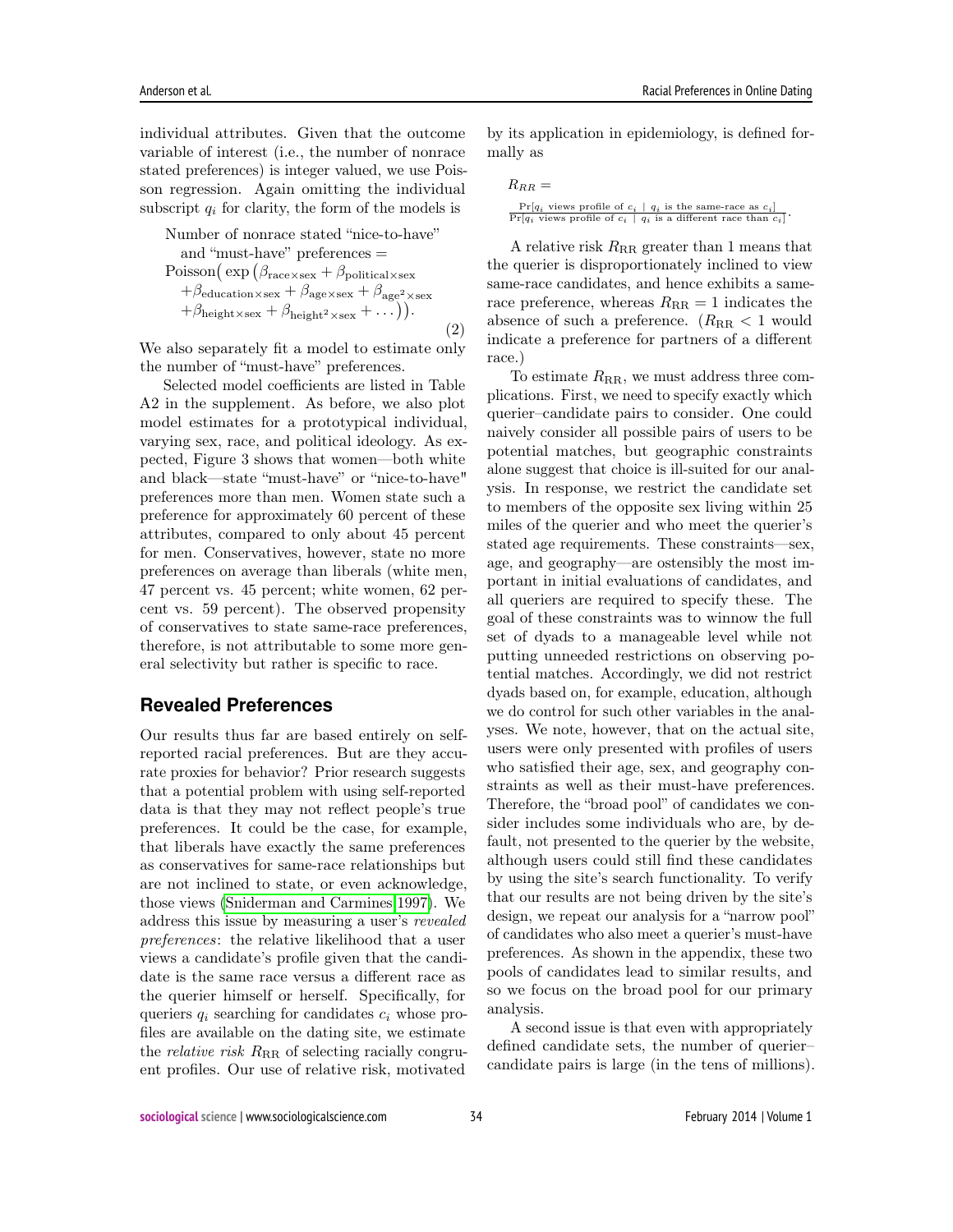individual attributes. Given that the outcome variable of interest (i.e., the number of nonrace stated preferences) is integer valued, we use Poisson regression. Again omitting the individual subscript $q_i$ for clarity, the form of the models is

$$\text{Number of nonrace stated "nice-to-have" and "must-have" preferences} = \text{Poisson}\big(\exp\big(\beta_{\text{race}\times\text{sex}} + \beta_{\text{political}\times\text{sex}} + \beta_{\text{education}\times\text{sex}} + \beta_{\text{age}\times\text{sex}} + \beta_{\text{age}^2\times\text{sex}} + \beta_{\text{height}\times\text{sex}} + \beta_{\text{height}^2\times\text{sex}} + \ldots\big)\big). \tag{2}$$

We also separately fit a model to estimate only the number of "must-have" preferences.

Selected model coefficients are listed in Table A2 in the supplement. As before, we also plot model estimates for a prototypical individual, varying sex, race, and political ideology. As expected, Figure 3 shows that women—both white and black—state "must-have" or "nice-to-have" preferences more than men. Women state such a preference for approximately 60 percent of these attributes, compared to only about 45 percent for men. Conservatives, however, state no more preferences on average than liberals (white men, 47 percent vs. 45 percent; white women, 62 percent vs. 59 percent). The observed propensity of conservatives to state same-race preferences, therefore, is not attributable to some more general selectivity but rather is specific to race.

## Revealed Preferences

Our results thus far are based entirely on self-reported racial preferences. But are they accurate proxies for behavior? Prior research suggests that a potential problem with using self-reported data is that they may not reflect people's true preferences. It could be the case, for example, that liberals have exactly the same preferences as conservatives for same-race relationships but are not inclined to state, or even acknowledge, those views (Sniderman and Carmines 1997). We address this issue by measuring a user's *revealed preferences*: the relative likelihood that a user views a candidate's profile given that the candidate is the same race versus a different race as the querier himself or herself. Specifically, for queriers $q_i$ searching for candidates $c_i$ whose profiles are available on the dating site, we estimate the *relative risk* $R_{\text{RR}}$ of selecting racially congruent profiles. Our use of relative risk, motivated by its application in epidemiology, is defined formally as

$$R_{RR} = \frac{\Pr[q_i \text{ views profile of } c_i \mid q_i \text{ is the same-race as } c_i]}{\Pr[q_i \text{ views profile of } c_i \mid q_i \text{ is a different race than } c_i]}.$$

A relative risk $R_{\text{RR}}$ greater than 1 means that the querier is disproportionately inclined to view same-race candidates, and hence exhibits a same-race preference, whereas $R_{\text{RR}} = 1$ indicates the absence of such a preference. ($R_{\text{RR}} < 1$ would indicate a preference for partners of a different race.)

To estimate $R_{\text{RR}}$, we must address three complications. First, we need to specify exactly which querier–candidate pairs to consider. One could naively consider all possible pairs of users to be potential matches, but geographic constraints alone suggest that choice is ill-suited for our analysis. In response, we restrict the candidate set to members of the opposite sex living within 25 miles of the querier and who meet the querier's stated age requirements. These constraints—sex, age, and geography—are ostensibly the most important in initial evaluations of candidates, and all queriers are required to specify these. The goal of these constraints was to winnow the full set of dyads to a manageable level while not putting unneeded restrictions on observing potential matches. Accordingly, we did not restrict dyads based on, for example, education, although we do control for such other variables in the analyses. We note, however, that on the actual site, users were only presented with profiles of users who satisfied their age, sex, and geography constraints as well as their must-have preferences. Therefore, the "broad pool" of candidates we consider includes some individuals who are, by default, not presented to the querier by the website, although users could still find these candidates by using the site's search functionality. To verify that our results are not being driven by the site's design, we repeat our analysis for a "narrow pool" of candidates who also meet a querier's must-have preferences. As shown in the appendix, these two pools of candidates lead to similar results, and so we focus on the broad pool for our primary analysis.

A second issue is that even with appropriately defined candidate sets, the number of querier–candidate pairs is large (in the tens of millions).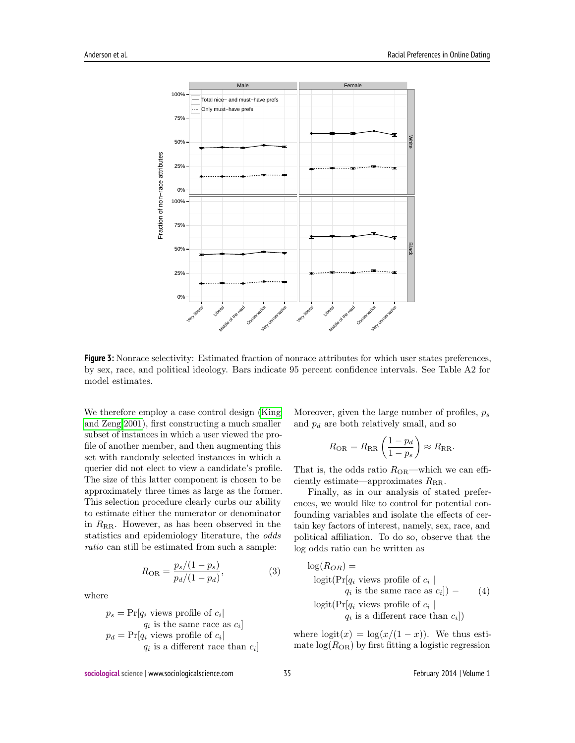**Figure 3:** Nonrace selectivity: Estimated fraction of nonrace attributes for which user states preferences, by sex, race, and political ideology. Bars indicate 95 percent confidence intervals. See Table A2 for model estimates.

We therefore employ a case control design (King and Zeng 2001), first constructing a much smaller subset of instances in which a user viewed the profile of another member, and then augmenting this set with randomly selected instances in which a querier did not elect to view a candidate's profile. The size of this latter component is chosen to be approximately three times as large as the former. This selection procedure clearly curbs our ability to estimate either the numerator or denominator in $R_{\text{RR}}$. However, as has been observed in the statistics and epidemiology literature, the *odds ratio* can still be estimated from such a sample:

$$R_{\text{OR}} = \frac{p_s/(1-p_s)}{p_d/(1-p_d)}, \tag{3}$$

where

$$p_s = \Pr[q_i \text{ views profile of } c_i | \; q_i \text{ is the same race as } c_i]$$
$$p_d = \Pr[q_i \text{ views profile of } c_i | \; q_i \text{ is a different race than } c_i]$$

Moreover, given the large number of profiles, $p_s$ and $p_d$ are both relatively small, and so

$$R_{\text{OR}} = R_{\text{RR}} \left( \frac{1-p_d}{1-p_s} \right) \approx R_{\text{RR}}.$$

That is, the odds ratio $R_{\text{OR}}$—which we can efficiently estimate—approximates $R_{\text{RR}}$.

Finally, as in our analysis of stated preferences, we would like to control for potential confounding variables and isolate the effects of certain key factors of interest, namely, sex, race, and political affiliation. To do so, observe that the log odds ratio can be written as

$$\begin{aligned} \log(R_{OR}) = \; & \text{logit}(\Pr[q_i \text{ views profile of } c_i \mid \\ & \quad q_i \text{ is the same race as } c_i]) - \\ & \text{logit}(\Pr[q_i \text{ views profile of } c_i \mid \\ & \quad q_i \text{ is a different race than } c_i]) \end{aligned} \tag{4}$$

where $\text{logit}(x) = \log(x/(1-x))$. We thus estimate $\log(R_{\text{OR}})$ by first fitting a logistic regression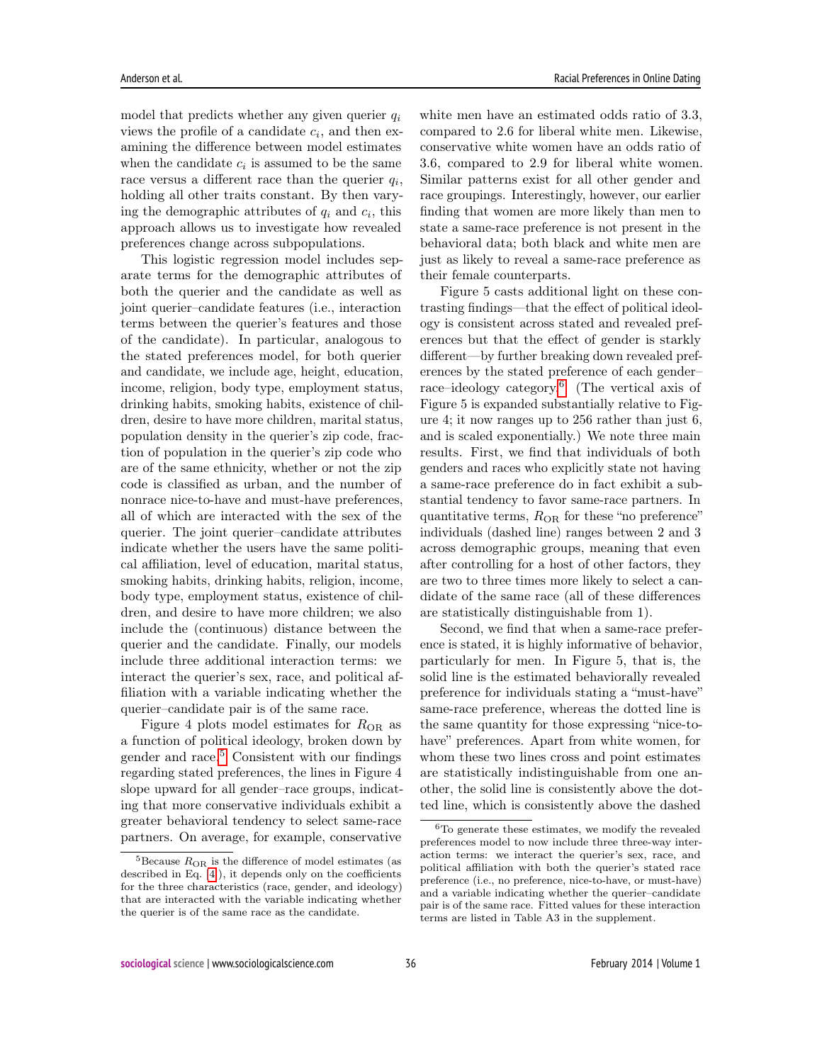model that predicts whether any given querier $q_i$ views the profile of a candidate $c_i$, and then examining the difference between model estimates when the candidate $c_i$ is assumed to be the same race versus a different race than the querier $q_i$, holding all other traits constant. By then varying the demographic attributes of $q_i$ and $c_i$, this approach allows us to investigate how revealed preferences change across subpopulations.

This logistic regression model includes separate terms for the demographic attributes of both the querier and the candidate as well as joint querier–candidate features (i.e., interaction terms between the querier's features and those of the candidate). In particular, analogous to the stated preferences model, for both querier and candidate, we include age, height, education, income, religion, body type, employment status, drinking habits, smoking habits, existence of children, desire to have more children, marital status, population density in the querier's zip code, fraction of population in the querier's zip code who are of the same ethnicity, whether or not the zip code is classified as urban, and the number of nonrace nice-to-have and must-have preferences, all of which are interacted with the sex of the querier. The joint querier–candidate attributes indicate whether the users have the same political affiliation, level of education, marital status, smoking habits, drinking habits, religion, income, body type, employment status, existence of children, and desire to have more children; we also include the (continuous) distance between the querier and the candidate. Finally, our models include three additional interaction terms: we interact the querier's sex, race, and political affiliation with a variable indicating whether the querier–candidate pair is of the same race.

Figure 4 plots model estimates for $R_{\text{OR}}$ as a function of political ideology, broken down by gender and race.[5] Consistent with our findings regarding stated preferences, the lines in Figure 4 slope upward for all gender–race groups, indicating that more conservative individuals exhibit a greater behavioral tendency to select same-race partners. On average, for example, conservative white men have an estimated odds ratio of 3.3, compared to 2.6 for liberal white men. Likewise, conservative white women have an odds ratio of 3.6, compared to 2.9 for liberal white women. Similar patterns exist for all other gender and race groupings. Interestingly, however, our earlier finding that women are more likely than men to state a same-race preference is not present in the behavioral data; both black and white men are just as likely to reveal a same-race preference as their female counterparts.

Figure 5 casts additional light on these contrasting findings—that the effect of political ideology is consistent across stated and revealed preferences but that the effect of gender is starkly different—by further breaking down revealed preferences by the stated preference of each gender–race–ideology category.[6] (The vertical axis of Figure 5 is expanded substantially relative to Figure 4; it now ranges up to 256 rather than just 6, and is scaled exponentially.) We note three main results. First, we find that individuals of both genders and races who explicitly state not having a same-race preference do in fact exhibit a substantial tendency to favor same-race partners. In quantitative terms, $R_{\text{OR}}$ for these "no preference" individuals (dashed line) ranges between 2 and 3 across demographic groups, meaning that even after controlling for a host of other factors, they are two to three times more likely to select a candidate of the same race (all of these differences are statistically distinguishable from 1).

Second, we find that when a same-race preference is stated, it is highly informative of behavior, particularly for men. In Figure 5, that is, the solid line is the estimated behaviorally revealed preference for individuals stating a "must-have" same-race preference, whereas the dotted line is the same quantity for those expressing "nice-to-have" preferences. Apart from white women, for whom these two lines cross and point estimates are statistically indistinguishable from one another, the solid line is consistently above the dotted line, which is consistently above the dashed

[5] Because $R_{\text{OR}}$ is the difference of model estimates (as described in Eq. (4)), it depends only on the coefficients for the three characteristics (race, gender, and ideology) that are interacted with the variable indicating whether the querier is of the same race as the candidate.

[6] To generate these estimates, we modify the revealed preferences model to now include three three-way interaction terms: we interact the querier's sex, race, and political affiliation with both the querier's stated race preference (i.e., no preference, nice-to-have, or must-have) and a variable indicating whether the querier–candidate pair is of the same race. Fitted values for these interaction terms are listed in Table A3 in the supplement.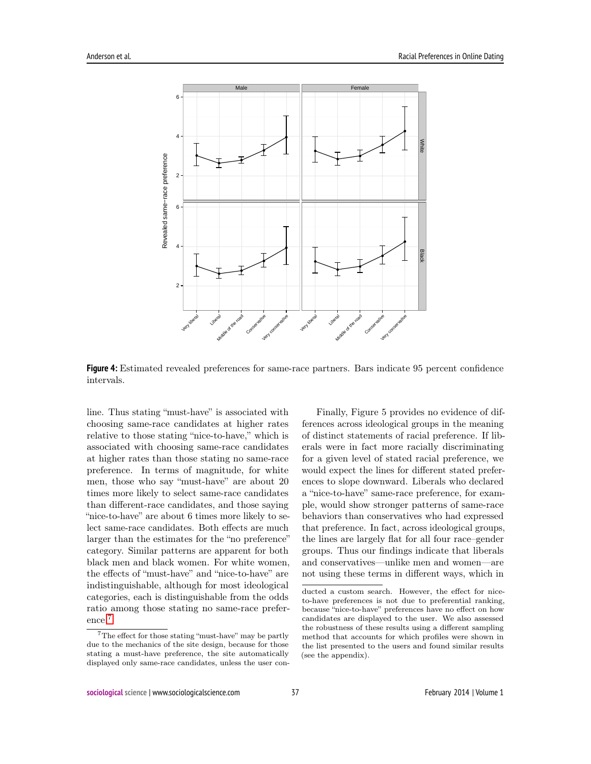**Figure 4:** Estimated revealed preferences for same-race partners. Bars indicate 95 percent confidence intervals.

line. Thus stating "must-have" is associated with choosing same-race candidates at higher rates relative to those stating "nice-to-have," which is associated with choosing same-race candidates at higher rates than those stating no same-race preference. In terms of magnitude, for white men, those who say "must-have" are about 20 times more likely to select same-race candidates than different-race candidates, and those saying "nice-to-have" are about 6 times more likely to select same-race candidates. Both effects are much larger than the estimates for the "no preference" category. Similar patterns are apparent for both black men and black women. For white women, the effects of "must-have" and "nice-to-have" are indistinguishable, although for most ideological categories, each is distinguishable from the odds ratio among those stating no same-race preference.[7]

Finally, Figure 5 provides no evidence of differences across ideological groups in the meaning of distinct statements of racial preference. If liberals were in fact more racially discriminating for a given level of stated racial preference, we would expect the lines for different stated preferences to slope downward. Liberals who declared a "nice-to-have" same-race preference, for example, would show stronger patterns of same-race behaviors than conservatives who had expressed that preference. In fact, across ideological groups, the lines are largely flat for all four race–gender groups. Thus our findings indicate that liberals and conservatives—unlike men and women—are not using these terms in different ways, which in

[7] The effect for those stating "must-have" may be partly due to the mechanics of the site design, because for those stating a must-have preference, the site automatically displayed only same-race candidates, unless the user conducted a custom search. However, the effect for nice-to-have preferences is not due to preferential ranking, because "nice-to-have" preferences have no effect on how candidates are displayed to the user. We also assessed the robustness of these results using a different sampling method that accounts for which profiles were shown in the list presented to the users and found similar results (see the appendix).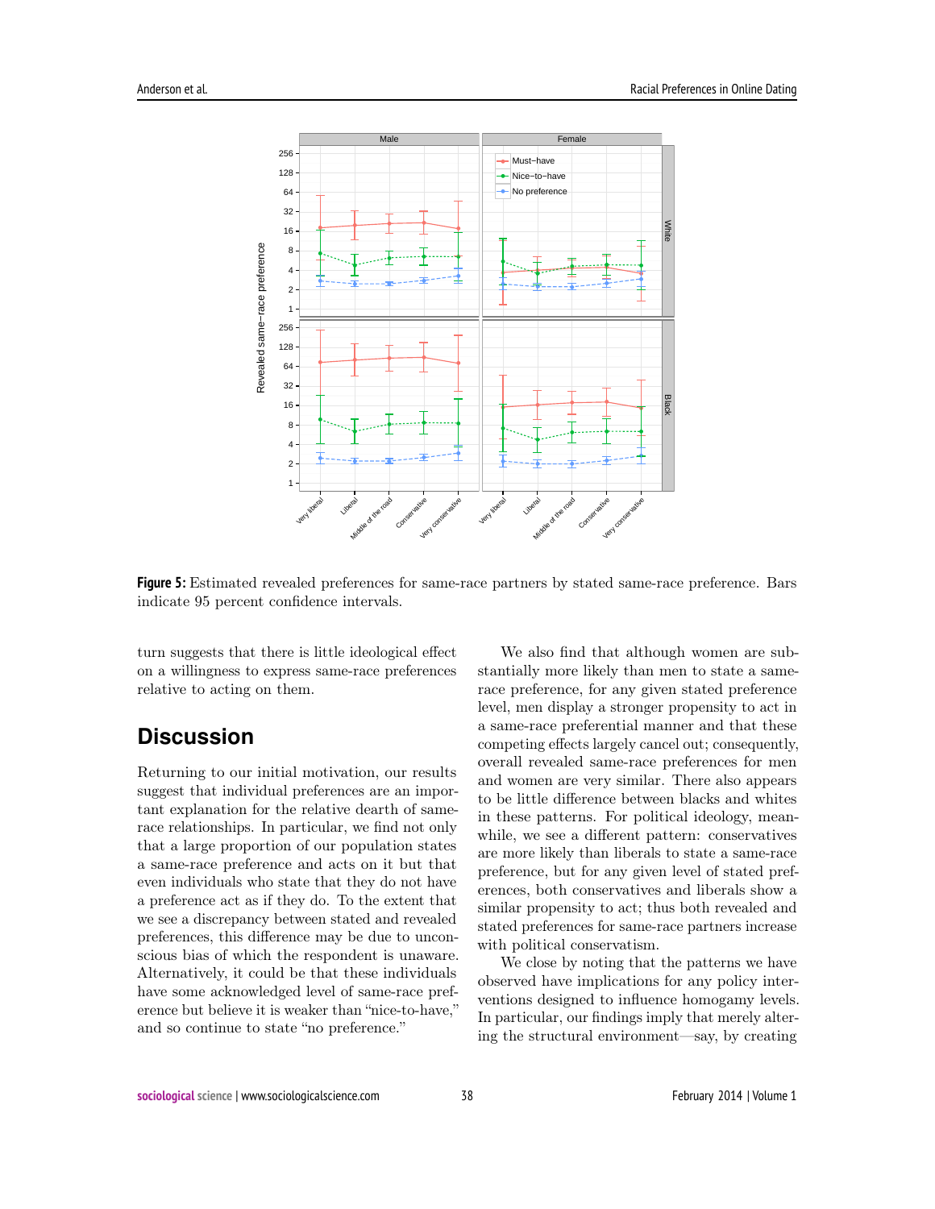**Figure 5:** Estimated revealed preferences for same-race partners by stated same-race preference. Bars indicate 95 percent confidence intervals.

turn suggests that there is little ideological effect on a willingness to express same-race preferences relative to acting on them.

## Discussion

Returning to our initial motivation, our results suggest that individual preferences are an important explanation for the relative dearth of same-race relationships. In particular, we find not only that a large proportion of our population states a same-race preference and acts on it but that even individuals who state that they do not have a preference act as if they do. To the extent that we see a discrepancy between stated and revealed preferences, this difference may be due to unconscious bias of which the respondent is unaware. Alternatively, it could be that these individuals have some acknowledged level of same-race preference but believe it is weaker than "nice-to-have," and so continue to state "no preference."

We also find that although women are substantially more likely than men to state a same-race preference, for any given stated preference level, men display a stronger propensity to act in a same-race preferential manner and that these competing effects largely cancel out; consequently, overall revealed same-race preferences for men and women are very similar. There also appears to be little difference between blacks and whites in these patterns. For political ideology, meanwhile, we see a different pattern: conservatives are more likely than liberals to state a same-race preference, but for any given level of stated preferences, both conservatives and liberals show a similar propensity to act; thus both revealed and stated preferences for same-race partners increase with political conservatism.

We close by noting that the patterns we have observed have implications for any policy interventions designed to influence homogamy levels. In particular, our findings imply that merely altering the structural environment—say, by creating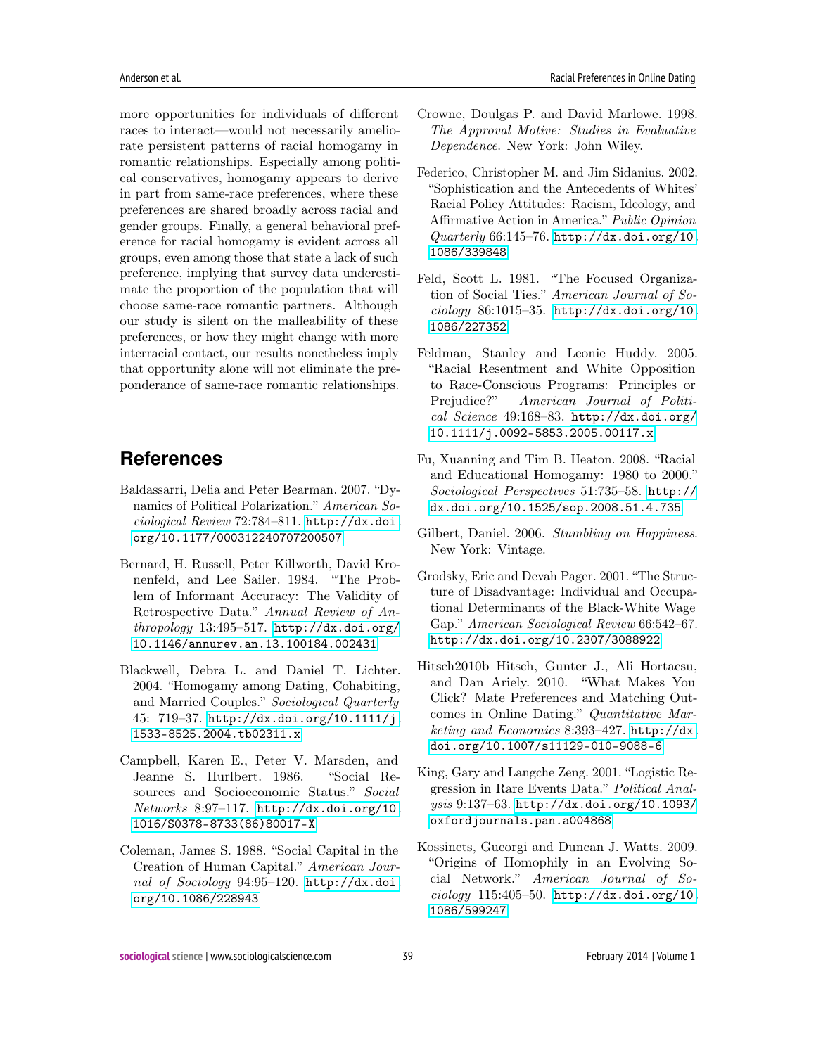more opportunities for individuals of different races to interact—would not necessarily ameliorate persistent patterns of racial homogamy in romantic relationships. Especially among political conservatives, homogamy appears to derive in part from same-race preferences, where these preferences are shared broadly across racial and gender groups. Finally, a general behavioral preference for racial homogamy is evident across all groups, even among those that state a lack of such preference, implying that survey data underestimate the proportion of the population that will choose same-race romantic partners. Although our study is silent on the malleability of these preferences, or how they might change with more interracial contact, our results nonetheless imply that opportunity alone will not eliminate the preponderance of same-race romantic relationships.

## References

Baldassarri, Delia and Peter Bearman. 2007. "Dynamics of Political Polarization." *American Sociological Review* 72:784–811. http://dx.doi.org/10.1177/000312240707200507

Bernard, H. Russell, Peter Killworth, David Kronenfeld, and Lee Sailer. 1984. "The Problem of Informant Accuracy: The Validity of Retrospective Data." *Annual Review of Anthropology* 13:495–517. http://dx.doi.org/10.1146/annurev.an.13.100184.002431

Blackwell, Debra L. and Daniel T. Lichter. 2004. "Homogamy among Dating, Cohabiting, and Married Couples." *Sociological Quarterly* 45: 719–37. http://dx.doi.org/10.1111/j.1533-8525.2004.tb02311.x

Campbell, Karen E., Peter V. Marsden, and Jeanne S. Hurlbert. 1986. "Social Resources and Socioeconomic Status." *Social Networks* 8:97–117. http://dx.doi.org/10.1016/S0378-8733(86)80017-X

Coleman, James S. 1988. "Social Capital in the Creation of Human Capital." *American Journal of Sociology* 94:95–120. http://dx.doi.org/10.1086/228943

Crowne, Doulgas P. and David Marlowe. 1998. *The Approval Motive: Studies in Evaluative Dependence*. New York: John Wiley.

Federico, Christopher M. and Jim Sidanius. 2002. "Sophistication and the Antecedents of Whites' Racial Policy Attitudes: Racism, Ideology, and Affirmative Action in America." *Public Opinion Quarterly* 66:145–76. http://dx.doi.org/10.1086/339848

Feld, Scott L. 1981. "The Focused Organization of Social Ties." *American Journal of Sociology* 86:1015–35. http://dx.doi.org/10.1086/227352

Feldman, Stanley and Leonie Huddy. 2005. "Racial Resentment and White Opposition to Race-Conscious Programs: Principles or Prejudice?" *American Journal of Political Science* 49:168–83. http://dx.doi.org/10.1111/j.0092-5853.2005.00117.x

Fu, Xuanning and Tim B. Heaton. 2008. "Racial and Educational Homogamy: 1980 to 2000." *Sociological Perspectives* 51:735–58. http://dx.doi.org/10.1525/sop.2008.51.4.735

Gilbert, Daniel. 2006. *Stumbling on Happiness*. New York: Vintage.

Grodsky, Eric and Devah Pager. 2001. "The Structure of Disadvantage: Individual and Occupational Determinants of the Black-White Wage Gap." *American Sociological Review* 66:542–67. http://dx.doi.org/10.2307/3088922

Hitsch2010b Hitsch, Gunter J., Ali Hortacsu, and Dan Ariely. 2010. "What Makes You Click? Mate Preferences and Matching Outcomes in Online Dating." *Quantitative Marketing and Economics* 8:393–427. http://dx.doi.org/10.1007/s11129-010-9088-6

King, Gary and Langche Zeng. 2001. "Logistic Regression in Rare Events Data." *Political Analysis* 9:137–63. http://dx.doi.org/10.1093/oxfordjournals.pan.a004868

Kossinets, Gueorgi and Duncan J. Watts. 2009. "Origins of Homophily in an Evolving Social Network." *American Journal of Sociology* 115:405–50. http://dx.doi.org/10.1086/599247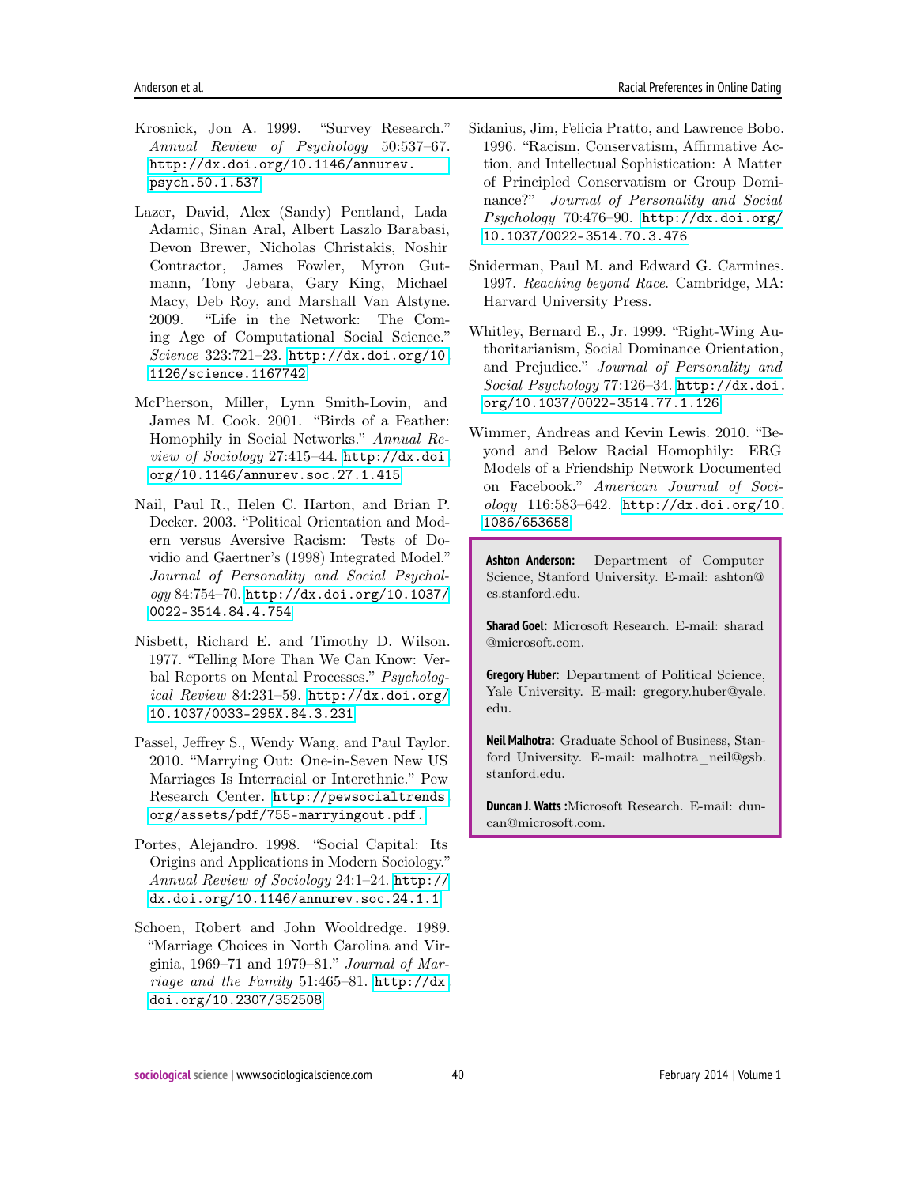Krosnick, Jon A. 1999. "Survey Research." *Annual Review of Psychology* 50:537–67. http://dx.doi.org/10.1146/annurev.psych.50.1.537

Lazer, David, Alex (Sandy) Pentland, Lada Adamic, Sinan Aral, Albert Laszlo Barabasi, Devon Brewer, Nicholas Christakis, Noshir Contractor, James Fowler, Myron Gutmann, Tony Jebara, Gary King, Michael Macy, Deb Roy, and Marshall Van Alstyne. 2009. "Life in the Network: The Coming Age of Computational Social Science." *Science* 323:721–23. http://dx.doi.org/10.1126/science.1167742

McPherson, Miller, Lynn Smith-Lovin, and James M. Cook. 2001. "Birds of a Feather: Homophily in Social Networks." *Annual Review of Sociology* 27:415–44. http://dx.doi.org/10.1146/annurev.soc.27.1.415

Nail, Paul R., Helen C. Harton, and Brian P. Decker. 2003. "Political Orientation and Modern versus Aversive Racism: Tests of Dovidio and Gaertner's (1998) Integrated Model." *Journal of Personality and Social Psychology* 84:754–70. http://dx.doi.org/10.1037/0022-3514.84.4.754

Nisbett, Richard E. and Timothy D. Wilson. 1977. "Telling More Than We Can Know: Verbal Reports on Mental Processes." *Psychological Review* 84:231–59. http://dx.doi.org/10.1037/0033-295X.84.3.231

Passel, Jeffrey S., Wendy Wang, and Paul Taylor. 2010. "Marrying Out: One-in-Seven New US Marriages Is Interracial or Interethnic." Pew Research Center. http://pewsocialtrends.org/assets/pdf/755-marryingout.pdf.

Portes, Alejandro. 1998. "Social Capital: Its Origins and Applications in Modern Sociology." *Annual Review of Sociology* 24:1–24. http://dx.doi.org/10.1146/annurev.soc.24.1.1

Schoen, Robert and John Wooldredge. 1989. "Marriage Choices in North Carolina and Virginia, 1969–71 and 1979–81." *Journal of Marriage and the Family* 51:465–81. http://dx.doi.org/10.2307/352508

Sidanius, Jim, Felicia Pratto, and Lawrence Bobo. 1996. "Racism, Conservatism, Affirmative Action, and Intellectual Sophistication: A Matter of Principled Conservatism or Group Dominance?" *Journal of Personality and Social Psychology* 70:476–90. http://dx.doi.org/10.1037/0022-3514.70.3.476

Sniderman, Paul M. and Edward G. Carmines. 1997. *Reaching beyond Race*. Cambridge, MA: Harvard University Press.

Whitley, Bernard E., Jr. 1999. "Right-Wing Authoritarianism, Social Dominance Orientation, and Prejudice." *Journal of Personality and Social Psychology* 77:126–34. http://dx.doi.org/10.1037/0022-3514.77.1.126

Wimmer, Andreas and Kevin Lewis. 2010. "Beyond and Below Racial Homophily: ERG Models of a Friendship Network Documented on Facebook." *American Journal of Sociology* 116:583–642. http://dx.doi.org/10.1086/653658

**Ashton Anderson:** Department of Computer Science, Stanford University. E-mail: ashton@cs.stanford.edu.

**Sharad Goel:** Microsoft Research. E-mail: sharad@microsoft.com.

**Gregory Huber:** Department of Political Science, Yale University. E-mail: gregory.huber@yale.edu.

**Neil Malhotra:** Graduate School of Business, Stanford University. E-mail: malhotra_neil@gsb.stanford.edu.

**Duncan J. Watts :**Microsoft Research. E-mail: duncan@microsoft.com.